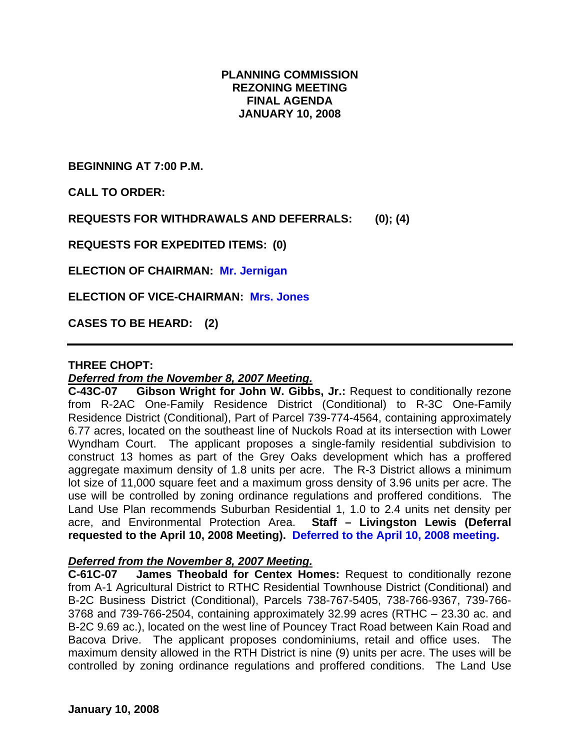# PLANNING COMMISSION
# REZONING MEETING
# FINAL AGENDA
# JANUARY 10, 2008

**BEGINNING AT 7:00 P.M.**

**CALL TO ORDER:**

**REQUESTS FOR WITHDRAWALS AND DEFERRALS: (0); (4)**

**REQUESTS FOR EXPEDITED ITEMS: (0)**

**ELECTION OF CHAIRMAN: Mr. Jernigan**

**ELECTION OF VICE-CHAIRMAN: Mrs. Jones**

**CASES TO BE HEARD: (2)**

---

**THREE CHOPT:**

***Deferred from the November 8, 2007 Meeting.***

**C-43C-07 Gibson Wright for John W. Gibbs, Jr.:** Request to conditionally rezone from R-2AC One-Family Residence District (Conditional) to R-3C One-Family Residence District (Conditional), Part of Parcel 739-774-4564, containing approximately 6.77 acres, located on the southeast line of Nuckols Road at its intersection with Lower Wyndham Court. The applicant proposes a single-family residential subdivision to construct 13 homes as part of the Grey Oaks development which has a proffered aggregate maximum density of 1.8 units per acre. The R-3 District allows a minimum lot size of 11,000 square feet and a maximum gross density of 3.96 units per acre. The use will be controlled by zoning ordinance regulations and proffered conditions. The Land Use Plan recommends Suburban Residential 1, 1.0 to 2.4 units net density per acre, and Environmental Protection Area. **Staff – Livingston Lewis (Deferral requested to the April 10, 2008 Meeting). Deferred to the April 10, 2008 meeting.**

***Deferred from the November 8, 2007 Meeting.***

**C-61C-07 James Theobald for Centex Homes:** Request to conditionally rezone from A-1 Agricultural District to RTHC Residential Townhouse District (Conditional) and B-2C Business District (Conditional), Parcels 738-767-5405, 738-766-9367, 739-766-3768 and 739-766-2504, containing approximately 32.99 acres (RTHC – 23.30 ac. and B-2C 9.69 ac.), located on the west line of Pouncey Tract Road between Kain Road and Bacova Drive. The applicant proposes condominiums, retail and office uses. The maximum density allowed in the RTH District is nine (9) units per acre. The uses will be controlled by zoning ordinance regulations and proffered conditions. The Land Use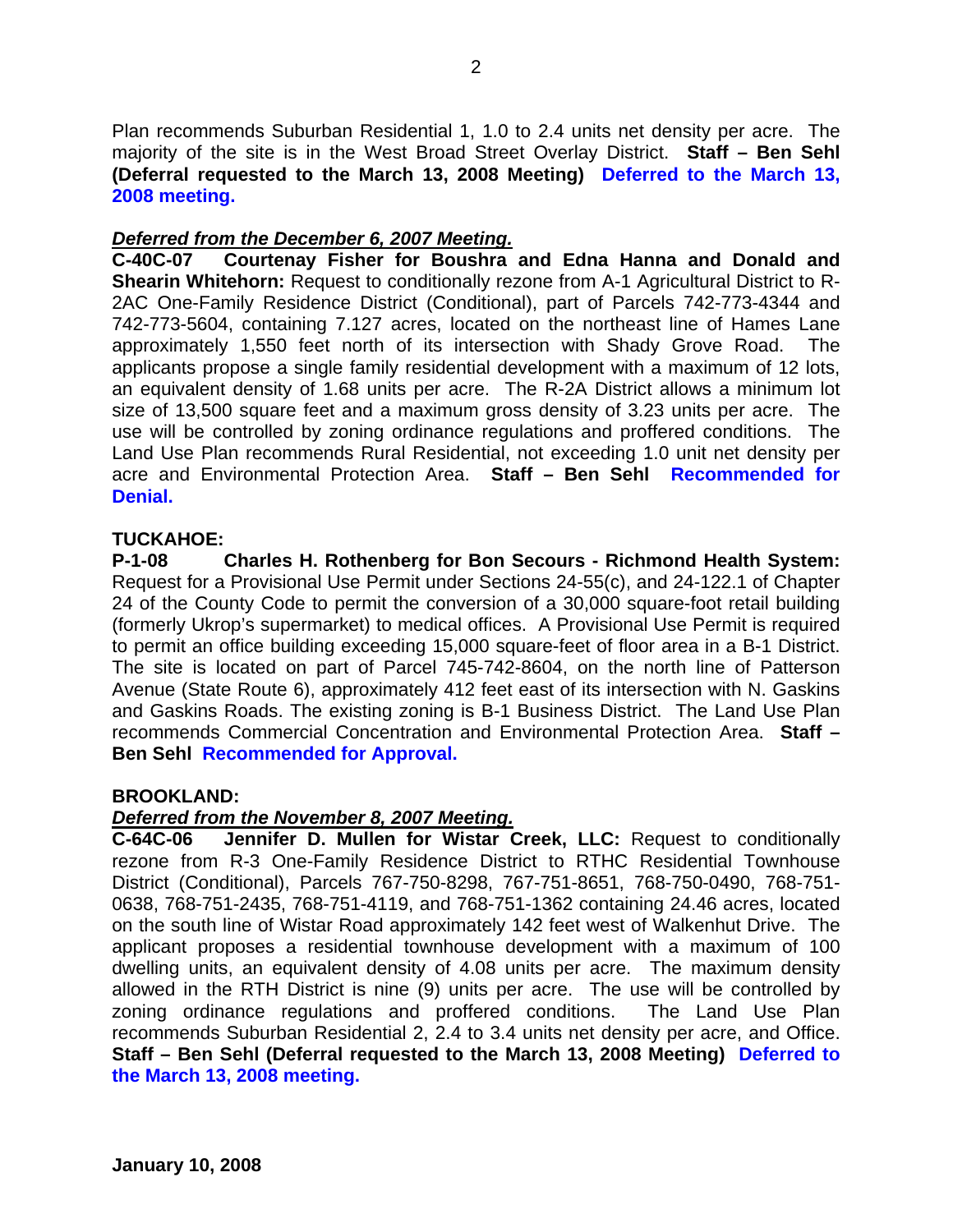Plan recommends Suburban Residential 1, 1.0 to 2.4 units net density per acre. The majority of the site is in the West Broad Street Overlay District. **Staff – Ben Sehl (Deferral requested to the March 13, 2008 Meeting)** **Deferred to the March 13, 2008 meeting.**

***Deferred from the December 6, 2007 Meeting.***

**C-40C-07 Courtenay Fisher for Boushra and Edna Hanna and Donald and Shearin Whitehorn:** Request to conditionally rezone from A-1 Agricultural District to R-2AC One-Family Residence District (Conditional), part of Parcels 742-773-4344 and 742-773-5604, containing 7.127 acres, located on the northeast line of Hames Lane approximately 1,550 feet north of its intersection with Shady Grove Road. The applicants propose a single family residential development with a maximum of 12 lots, an equivalent density of 1.68 units per acre. The R-2A District allows a minimum lot size of 13,500 square feet and a maximum gross density of 3.23 units per acre. The use will be controlled by zoning ordinance regulations and proffered conditions. The Land Use Plan recommends Rural Residential, not exceeding 1.0 unit net density per acre and Environmental Protection Area. **Staff – Ben Sehl** **Recommended for Denial.**

**TUCKAHOE:**

**P-1-08 Charles H. Rothenberg for Bon Secours - Richmond Health System:** Request for a Provisional Use Permit under Sections 24-55(c), and 24-122.1 of Chapter 24 of the County Code to permit the conversion of a 30,000 square-foot retail building (formerly Ukrop's supermarket) to medical offices. A Provisional Use Permit is required to permit an office building exceeding 15,000 square-feet of floor area in a B-1 District. The site is located on part of Parcel 745-742-8604, on the north line of Patterson Avenue (State Route 6), approximately 412 feet east of its intersection with N. Gaskins and Gaskins Roads. The existing zoning is B-1 Business District. The Land Use Plan recommends Commercial Concentration and Environmental Protection Area. **Staff – Ben Sehl** **Recommended for Approval.**

**BROOKLAND:**

***Deferred from the November 8, 2007 Meeting.***

**C-64C-06 Jennifer D. Mullen for Wistar Creek, LLC:** Request to conditionally rezone from R-3 One-Family Residence District to RTHC Residential Townhouse District (Conditional), Parcels 767-750-8298, 767-751-8651, 768-750-0490, 768-751-0638, 768-751-2435, 768-751-4119, and 768-751-1362 containing 24.46 acres, located on the south line of Wistar Road approximately 142 feet west of Walkenhut Drive. The applicant proposes a residential townhouse development with a maximum of 100 dwelling units, an equivalent density of 4.08 units per acre. The maximum density allowed in the RTH District is nine (9) units per acre. The use will be controlled by zoning ordinance regulations and proffered conditions. The Land Use Plan recommends Suburban Residential 2, 2.4 to 3.4 units net density per acre, and Office. **Staff – Ben Sehl (Deferral requested to the March 13, 2008 Meeting)** **Deferred to the March 13, 2008 meeting.**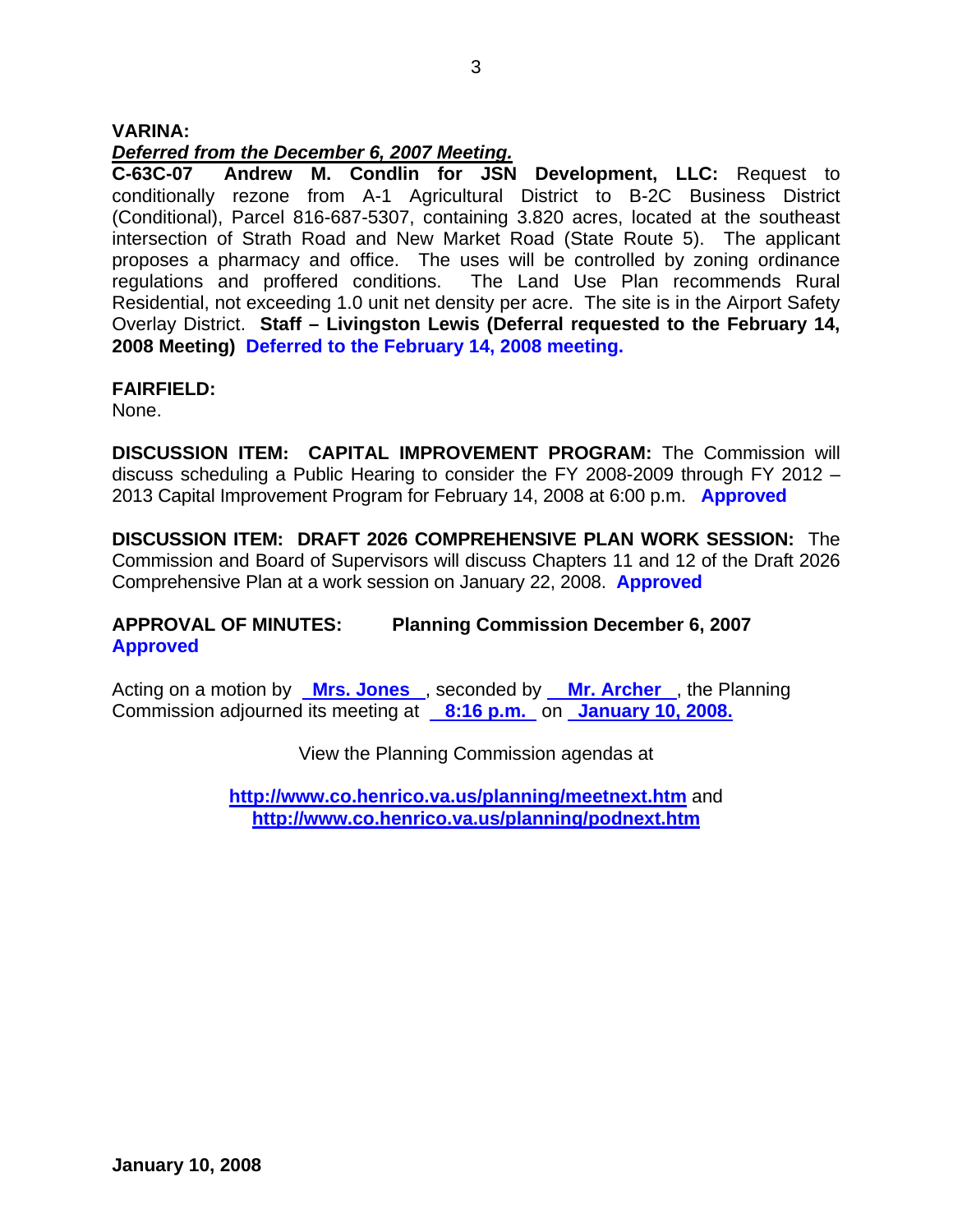**VARINA:**

***Deferred from the December 6, 2007 Meeting.***

**C-63C-07 Andrew M. Condlin for JSN Development, LLC:** Request to conditionally rezone from A-1 Agricultural District to B-2C Business District (Conditional), Parcel 816-687-5307, containing 3.820 acres, located at the southeast intersection of Strath Road and New Market Road (State Route 5). The applicant proposes a pharmacy and office. The uses will be controlled by zoning ordinance regulations and proffered conditions. The Land Use Plan recommends Rural Residential, not exceeding 1.0 unit net density per acre. The site is in the Airport Safety Overlay District. **Staff – Livingston Lewis (Deferral requested to the February 14, 2008 Meeting)** **Deferred to the February 14, 2008 meeting.**

**FAIRFIELD:**

None.

**DISCUSSION ITEM: CAPITAL IMPROVEMENT PROGRAM:** The Commission will discuss scheduling a Public Hearing to consider the FY 2008-2009 through FY 2012 – 2013 Capital Improvement Program for February 14, 2008 at 6:00 p.m. **Approved**

**DISCUSSION ITEM: DRAFT 2026 COMPREHENSIVE PLAN WORK SESSION:** The Commission and Board of Supervisors will discuss Chapters 11 and 12 of the Draft 2026 Comprehensive Plan at a work session on January 22, 2008. **Approved**

**APPROVAL OF MINUTES: Planning Commission December 6, 2007**
**Approved**

Acting on a motion by **Mrs. Jones**, seconded by **Mr. Archer**, the Planning Commission adjourned its meeting at **8:16 p.m.** on **January 10, 2008.**

View the Planning Commission agendas at

**http://www.co.henrico.va.us/planning/meetnext.htm** and
**http://www.co.henrico.va.us/planning/podnext.htm**